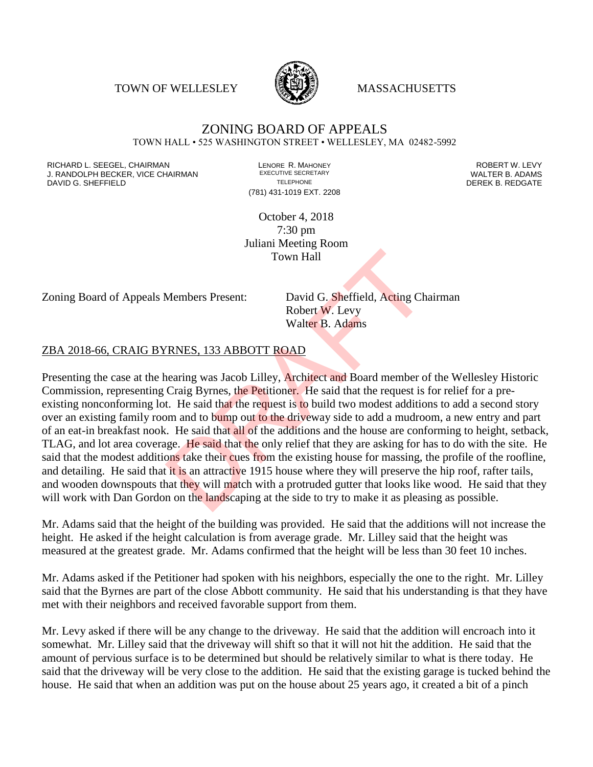TOWN OF WELLESLEY MASSACHUSETTS

# ZONING BOARD OF APPEALS

TOWN HALL • 525 WASHINGTON STREET • WELLESLEY, MA 02482-5992

RICHARD L. SEEGEL, CHAIRMAN
J. RANDOLPH BECKER, VICE CHAIRMAN
DAVID G. SHEFFIELD

LENORE R. MAHONEY
EXECUTIVE SECRETARY
TELEPHONE
(781) 431-1019 EXT. 2208

ROBERT W. LEVY
WALTER B. ADAMS
DEREK B. REDGATE

October 4, 2018
7:30 pm
Juliani Meeting Room
Town Hall

Zoning Board of Appeals Members Present: David G. Sheffield, Acting Chairman
Robert W. Levy
Walter B. Adams

## ZBA 2018-66, CRAIG BYRNES, 133 ABBOTT ROAD

Presenting the case at the hearing was Jacob Lilley, Architect and Board member of the Wellesley Historic Commission, representing Craig Byrnes, the Petitioner. He said that the request is for relief for a pre-existing nonconforming lot. He said that the request is to build two modest additions to add a second story over an existing family room and to bump out to the driveway side to add a mudroom, a new entry and part of an eat-in breakfast nook. He said that all of the additions and the house are conforming to height, setback, TLAG, and lot area coverage. He said that the only relief that they are asking for has to do with the site. He said that the modest additions take their cues from the existing house for massing, the profile of the roofline, and detailing. He said that it is an attractive 1915 house where they will preserve the hip roof, rafter tails, and wooden downspouts that they will match with a protruded gutter that looks like wood. He said that they will work with Dan Gordon on the landscaping at the side to try to make it as pleasing as possible.

Mr. Adams said that the height of the building was provided. He said that the additions will not increase the height. He asked if the height calculation is from average grade. Mr. Lilley said that the height was measured at the greatest grade. Mr. Adams confirmed that the height will be less than 30 feet 10 inches.

Mr. Adams asked if the Petitioner had spoken with his neighbors, especially the one to the right. Mr. Lilley said that the Byrnes are part of the close Abbott community. He said that his understanding is that they have met with their neighbors and received favorable support from them.

Mr. Levy asked if there will be any change to the driveway. He said that the addition will encroach into it somewhat. Mr. Lilley said that the driveway will shift so that it will not hit the addition. He said that the amount of pervious surface is to be determined but should be relatively similar to what is there today. He said that the driveway will be very close to the addition. He said that the existing garage is tucked behind the house. He said that when an addition was put on the house about 25 years ago, it created a bit of a pinch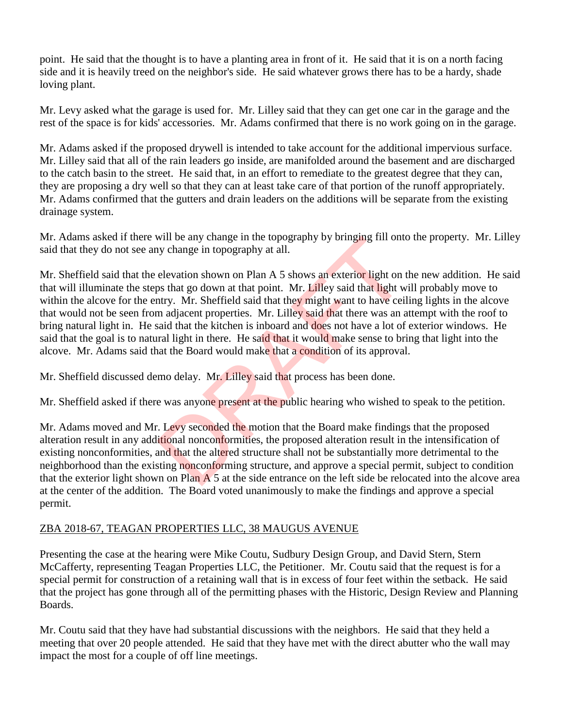point. He said that the thought is to have a planting area in front of it. He said that it is on a north facing side and it is heavily treed on the neighbor's side. He said whatever grows there has to be a hardy, shade loving plant.

Mr. Levy asked what the garage is used for. Mr. Lilley said that they can get one car in the garage and the rest of the space is for kids' accessories. Mr. Adams confirmed that there is no work going on in the garage.

Mr. Adams asked if the proposed drywell is intended to take account for the additional impervious surface. Mr. Lilley said that all of the rain leaders go inside, are manifolded around the basement and are discharged to the catch basin to the street. He said that, in an effort to remediate to the greatest degree that they can, they are proposing a dry well so that they can at least take care of that portion of the runoff appropriately. Mr. Adams confirmed that the gutters and drain leaders on the additions will be separate from the existing drainage system.

Mr. Adams asked if there will be any change in the topography by bringing fill onto the property. Mr. Lilley said that they do not see any change in topography at all.

Mr. Sheffield said that the elevation shown on Plan A 5 shows an exterior light on the new addition. He said that will illuminate the steps that go down at that point. Mr. Lilley said that light will probably move to within the alcove for the entry. Mr. Sheffield said that they might want to have ceiling lights in the alcove that would not be seen from adjacent properties. Mr. Lilley said that there was an attempt with the roof to bring natural light in. He said that the kitchen is inboard and does not have a lot of exterior windows. He said that the goal is to natural light in there. He said that it would make sense to bring that light into the alcove. Mr. Adams said that the Board would make that a condition of its approval.

Mr. Sheffield discussed demo delay. Mr. Lilley said that process has been done.

Mr. Sheffield asked if there was anyone present at the public hearing who wished to speak to the petition.

Mr. Adams moved and Mr. Levy seconded the motion that the Board make findings that the proposed alteration result in any additional nonconformities, the proposed alteration result in the intensification of existing nonconformities, and that the altered structure shall not be substantially more detrimental to the neighborhood than the existing nonconforming structure, and approve a special permit, subject to condition that the exterior light shown on Plan A 5 at the side entrance on the left side be relocated into the alcove area at the center of the addition. The Board voted unanimously to make the findings and approve a special permit.

ZBA 2018-67, TEAGAN PROPERTIES LLC, 38 MAUGUS AVENUE

Presenting the case at the hearing were Mike Coutu, Sudbury Design Group, and David Stern, Stern McCafferty, representing Teagan Properties LLC, the Petitioner. Mr. Coutu said that the request is for a special permit for construction of a retaining wall that is in excess of four feet within the setback. He said that the project has gone through all of the permitting phases with the Historic, Design Review and Planning Boards.

Mr. Coutu said that they have had substantial discussions with the neighbors. He said that they held a meeting that over 20 people attended. He said that they have met with the direct abutter who the wall may impact the most for a couple of off line meetings.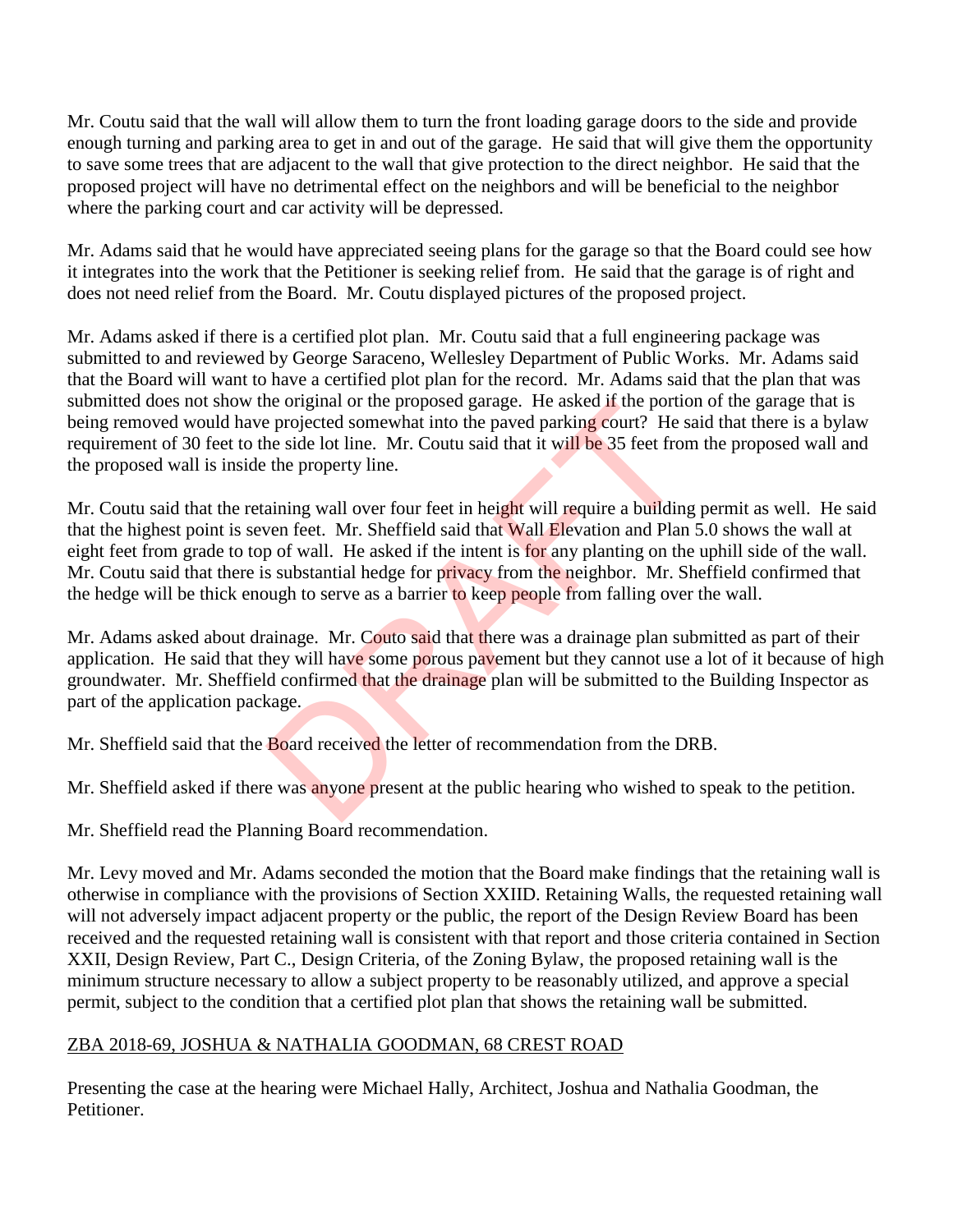Mr. Coutu said that the wall will allow them to turn the front loading garage doors to the side and provide enough turning and parking area to get in and out of the garage. He said that will give them the opportunity to save some trees that are adjacent to the wall that give protection to the direct neighbor. He said that the proposed project will have no detrimental effect on the neighbors and will be beneficial to the neighbor where the parking court and car activity will be depressed.

Mr. Adams said that he would have appreciated seeing plans for the garage so that the Board could see how it integrates into the work that the Petitioner is seeking relief from. He said that the garage is of right and does not need relief from the Board. Mr. Coutu displayed pictures of the proposed project.

Mr. Adams asked if there is a certified plot plan. Mr. Coutu said that a full engineering package was submitted to and reviewed by George Saraceno, Wellesley Department of Public Works. Mr. Adams said that the Board will want to have a certified plot plan for the record. Mr. Adams said that the plan that was submitted does not show the original or the proposed garage. He asked if the portion of the garage that is being removed would have projected somewhat into the paved parking court? He said that there is a bylaw requirement of 30 feet to the side lot line. Mr. Coutu said that it will be 35 feet from the proposed wall and the proposed wall is inside the property line.

Mr. Coutu said that the retaining wall over four feet in height will require a building permit as well. He said that the highest point is seven feet. Mr. Sheffield said that Wall Elevation and Plan 5.0 shows the wall at eight feet from grade to top of wall. He asked if the intent is for any planting on the uphill side of the wall. Mr. Coutu said that there is substantial hedge for privacy from the neighbor. Mr. Sheffield confirmed that the hedge will be thick enough to serve as a barrier to keep people from falling over the wall.

Mr. Adams asked about drainage. Mr. Couto said that there was a drainage plan submitted as part of their application. He said that they will have some porous pavement but they cannot use a lot of it because of high groundwater. Mr. Sheffield confirmed that the drainage plan will be submitted to the Building Inspector as part of the application package.

Mr. Sheffield said that the Board received the letter of recommendation from the DRB.

Mr. Sheffield asked if there was anyone present at the public hearing who wished to speak to the petition.

Mr. Sheffield read the Planning Board recommendation.

Mr. Levy moved and Mr. Adams seconded the motion that the Board make findings that the retaining wall is otherwise in compliance with the provisions of Section XXIID. Retaining Walls, the requested retaining wall will not adversely impact adjacent property or the public, the report of the Design Review Board has been received and the requested retaining wall is consistent with that report and those criteria contained in Section XXII, Design Review, Part C., Design Criteria, of the Zoning Bylaw, the proposed retaining wall is the minimum structure necessary to allow a subject property to be reasonably utilized, and approve a special permit, subject to the condition that a certified plot plan that shows the retaining wall be submitted.

ZBA 2018-69, JOSHUA & NATHALIA GOODMAN, 68 CREST ROAD

Presenting the case at the hearing were Michael Hally, Architect, Joshua and Nathalia Goodman, the Petitioner.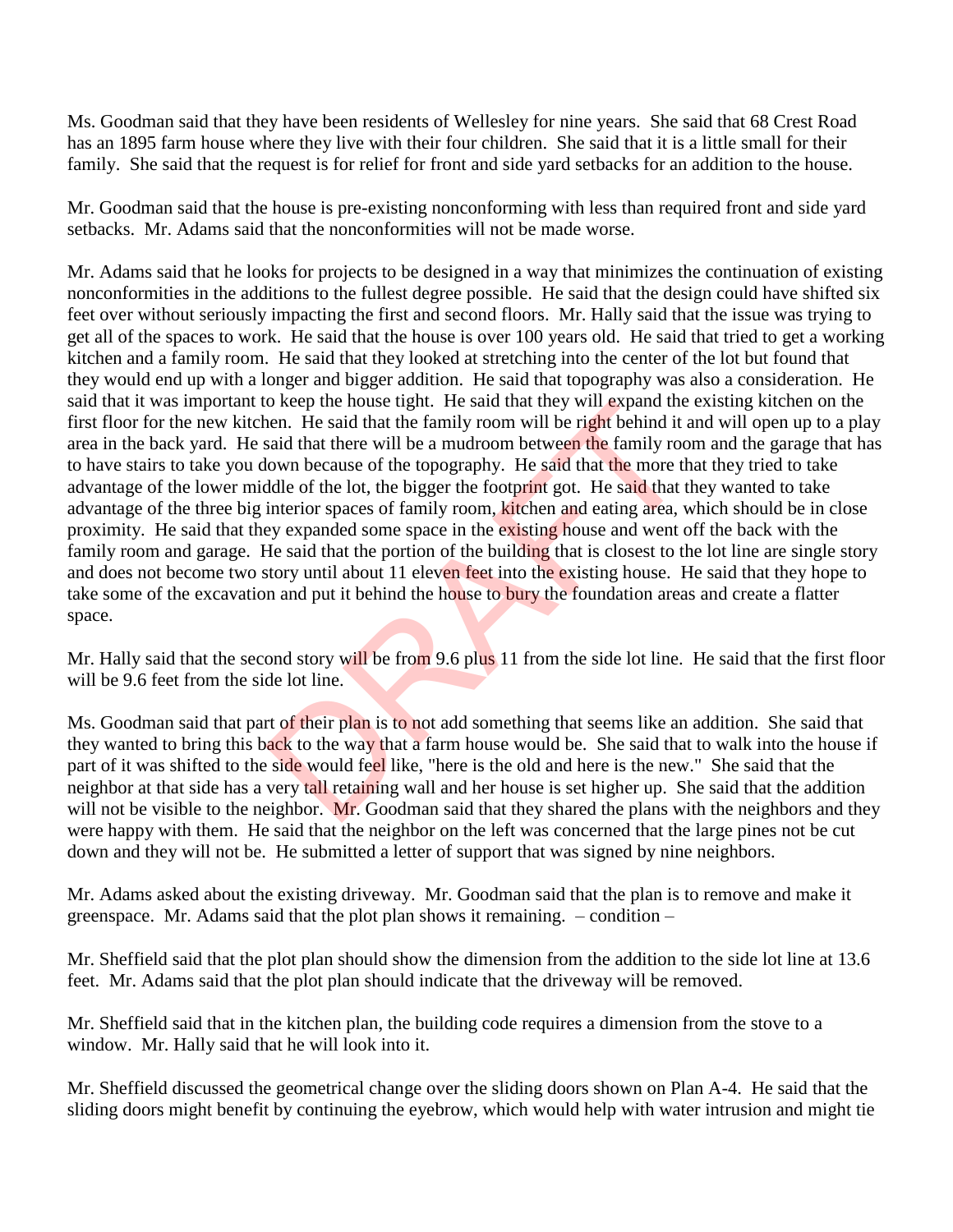Ms. Goodman said that they have been residents of Wellesley for nine years. She said that 68 Crest Road has an 1895 farm house where they live with their four children. She said that it is a little small for their family. She said that the request is for relief for front and side yard setbacks for an addition to the house.

Mr. Goodman said that the house is pre-existing nonconforming with less than required front and side yard setbacks. Mr. Adams said that the nonconformities will not be made worse.

Mr. Adams said that he looks for projects to be designed in a way that minimizes the continuation of existing nonconformities in the additions to the fullest degree possible. He said that the design could have shifted six feet over without seriously impacting the first and second floors. Mr. Hally said that the issue was trying to get all of the spaces to work. He said that the house is over 100 years old. He said that tried to get a working kitchen and a family room. He said that they looked at stretching into the center of the lot but found that they would end up with a longer and bigger addition. He said that topography was also a consideration. He said that it was important to keep the house tight. He said that they will expand the existing kitchen on the first floor for the new kitchen. He said that the family room will be right behind it and will open up to a play area in the back yard. He said that there will be a mudroom between the family room and the garage that has to have stairs to take you down because of the topography. He said that the more that they tried to take advantage of the lower middle of the lot, the bigger the footprint got. He said that they wanted to take advantage of the three big interior spaces of family room, kitchen and eating area, which should be in close proximity. He said that they expanded some space in the existing house and went off the back with the family room and garage. He said that the portion of the building that is closest to the lot line are single story and does not become two story until about 11 eleven feet into the existing house. He said that they hope to take some of the excavation and put it behind the house to bury the foundation areas and create a flatter space.

Mr. Hally said that the second story will be from 9.6 plus 11 from the side lot line. He said that the first floor will be 9.6 feet from the side lot line.

Ms. Goodman said that part of their plan is to not add something that seems like an addition. She said that they wanted to bring this back to the way that a farm house would be. She said that to walk into the house if part of it was shifted to the side would feel like, "here is the old and here is the new." She said that the neighbor at that side has a very tall retaining wall and her house is set higher up. She said that the addition will not be visible to the neighbor. Mr. Goodman said that they shared the plans with the neighbors and they were happy with them. He said that the neighbor on the left was concerned that the large pines not be cut down and they will not be. He submitted a letter of support that was signed by nine neighbors.

Mr. Adams asked about the existing driveway. Mr. Goodman said that the plan is to remove and make it greenspace. Mr. Adams said that the plot plan shows it remaining. – condition –

Mr. Sheffield said that the plot plan should show the dimension from the addition to the side lot line at 13.6 feet. Mr. Adams said that the plot plan should indicate that the driveway will be removed.

Mr. Sheffield said that in the kitchen plan, the building code requires a dimension from the stove to a window. Mr. Hally said that he will look into it.

Mr. Sheffield discussed the geometrical change over the sliding doors shown on Plan A-4. He said that the sliding doors might benefit by continuing the eyebrow, which would help with water intrusion and might tie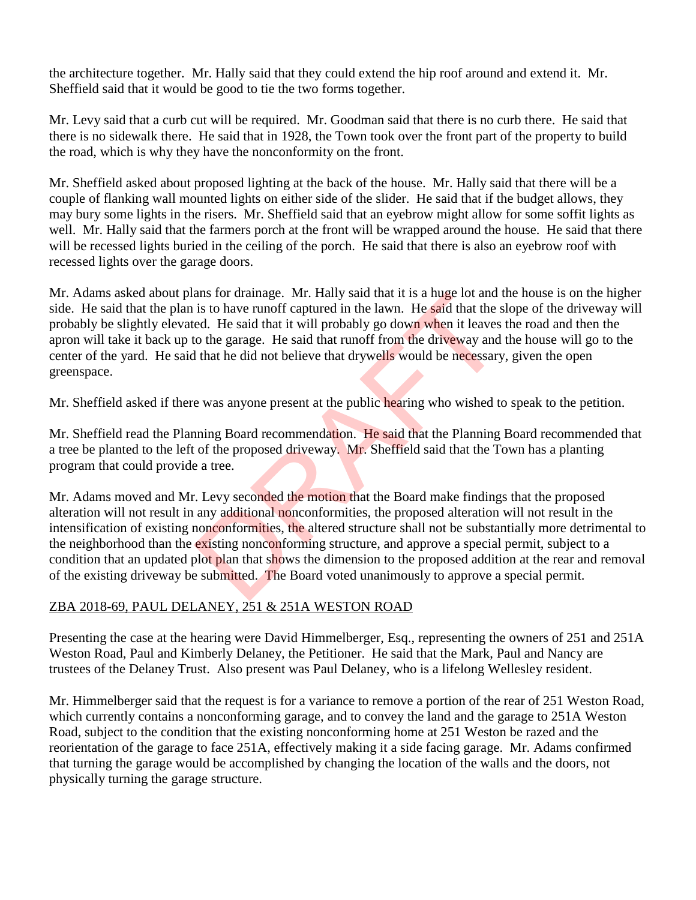the architecture together. Mr. Hally said that they could extend the hip roof around and extend it. Mr. Sheffield said that it would be good to tie the two forms together.

Mr. Levy said that a curb cut will be required. Mr. Goodman said that there is no curb there. He said that there is no sidewalk there. He said that in 1928, the Town took over the front part of the property to build the road, which is why they have the nonconformity on the front.

Mr. Sheffield asked about proposed lighting at the back of the house. Mr. Hally said that there will be a couple of flanking wall mounted lights on either side of the slider. He said that if the budget allows, they may bury some lights in the risers. Mr. Sheffield said that an eyebrow might allow for some soffit lights as well. Mr. Hally said that the farmers porch at the front will be wrapped around the house. He said that there will be recessed lights buried in the ceiling of the porch. He said that there is also an eyebrow roof with recessed lights over the garage doors.

Mr. Adams asked about plans for drainage. Mr. Hally said that it is a huge lot and the house is on the higher side. He said that the plan is to have runoff captured in the lawn. He said that the slope of the driveway will probably be slightly elevated. He said that it will probably go down when it leaves the road and then the apron will take it back up to the garage. He said that runoff from the driveway and the house will go to the center of the yard. He said that he did not believe that drywells would be necessary, given the open greenspace.

Mr. Sheffield asked if there was anyone present at the public hearing who wished to speak to the petition.

Mr. Sheffield read the Planning Board recommendation. He said that the Planning Board recommended that a tree be planted to the left of the proposed driveway. Mr. Sheffield said that the Town has a planting program that could provide a tree.

Mr. Adams moved and Mr. Levy seconded the motion that the Board make findings that the proposed alteration will not result in any additional nonconformities, the proposed alteration will not result in the intensification of existing nonconformities, the altered structure shall not be substantially more detrimental to the neighborhood than the existing nonconforming structure, and approve a special permit, subject to a condition that an updated plot plan that shows the dimension to the proposed addition at the rear and removal of the existing driveway be submitted. The Board voted unanimously to approve a special permit.

ZBA 2018-69, PAUL DELANEY, 251 & 251A WESTON ROAD

Presenting the case at the hearing were David Himmelberger, Esq., representing the owners of 251 and 251A Weston Road, Paul and Kimberly Delaney, the Petitioner. He said that the Mark, Paul and Nancy are trustees of the Delaney Trust. Also present was Paul Delaney, who is a lifelong Wellesley resident.

Mr. Himmelberger said that the request is for a variance to remove a portion of the rear of 251 Weston Road, which currently contains a nonconforming garage, and to convey the land and the garage to 251A Weston Road, subject to the condition that the existing nonconforming home at 251 Weston be razed and the reorientation of the garage to face 251A, effectively making it a side facing garage. Mr. Adams confirmed that turning the garage would be accomplished by changing the location of the walls and the doors, not physically turning the garage structure.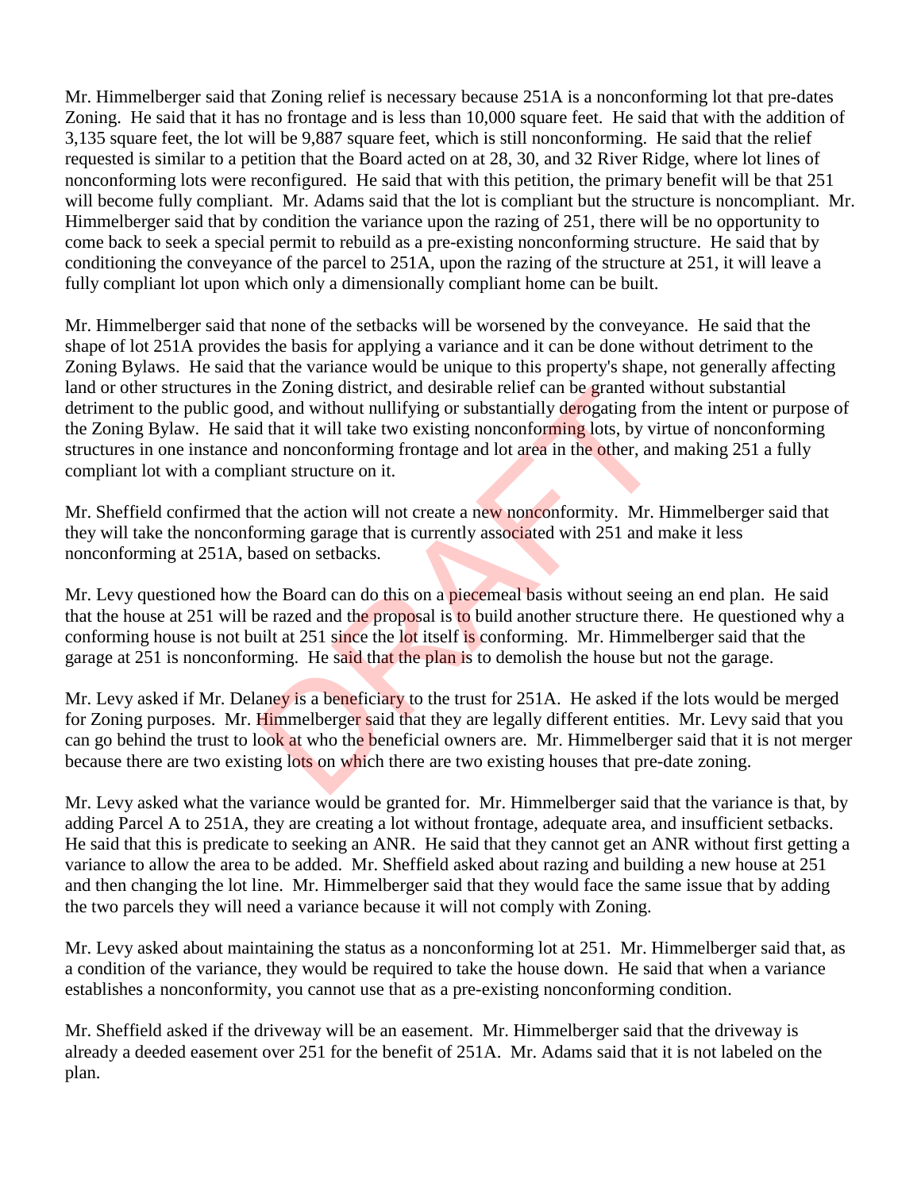Mr. Himmelberger said that Zoning relief is necessary because 251A is a nonconforming lot that pre-dates Zoning. He said that it has no frontage and is less than 10,000 square feet. He said that with the addition of 3,135 square feet, the lot will be 9,887 square feet, which is still nonconforming. He said that the relief requested is similar to a petition that the Board acted on at 28, 30, and 32 River Ridge, where lot lines of nonconforming lots were reconfigured. He said that with this petition, the primary benefit will be that 251 will become fully compliant. Mr. Adams said that the lot is compliant but the structure is noncompliant. Mr. Himmelberger said that by condition the variance upon the razing of 251, there will be no opportunity to come back to seek a special permit to rebuild as a pre-existing nonconforming structure. He said that by conditioning the conveyance of the parcel to 251A, upon the razing of the structure at 251, it will leave a fully compliant lot upon which only a dimensionally compliant home can be built.

Mr. Himmelberger said that none of the setbacks will be worsened by the conveyance. He said that the shape of lot 251A provides the basis for applying a variance and it can be done without detriment to the Zoning Bylaws. He said that the variance would be unique to this property's shape, not generally affecting land or other structures in the Zoning district, and desirable relief can be granted without substantial detriment to the public good, and without nullifying or substantially derogating from the intent or purpose of the Zoning Bylaw. He said that it will take two existing nonconforming lots, by virtue of nonconforming structures in one instance and nonconforming frontage and lot area in the other, and making 251 a fully compliant lot with a compliant structure on it.

Mr. Sheffield confirmed that the action will not create a new nonconformity. Mr. Himmelberger said that they will take the nonconforming garage that is currently associated with 251 and make it less nonconforming at 251A, based on setbacks.

Mr. Levy questioned how the Board can do this on a piecemeal basis without seeing an end plan. He said that the house at 251 will be razed and the proposal is to build another structure there. He questioned why a conforming house is not built at 251 since the lot itself is conforming. Mr. Himmelberger said that the garage at 251 is nonconforming. He said that the plan is to demolish the house but not the garage.

Mr. Levy asked if Mr. Delaney is a beneficiary to the trust for 251A. He asked if the lots would be merged for Zoning purposes. Mr. Himmelberger said that they are legally different entities. Mr. Levy said that you can go behind the trust to look at who the beneficial owners are. Mr. Himmelberger said that it is not merger because there are two existing lots on which there are two existing houses that pre-date zoning.

Mr. Levy asked what the variance would be granted for. Mr. Himmelberger said that the variance is that, by adding Parcel A to 251A, they are creating a lot without frontage, adequate area, and insufficient setbacks. He said that this is predicate to seeking an ANR. He said that they cannot get an ANR without first getting a variance to allow the area to be added. Mr. Sheffield asked about razing and building a new house at 251 and then changing the lot line. Mr. Himmelberger said that they would face the same issue that by adding the two parcels they will need a variance because it will not comply with Zoning.

Mr. Levy asked about maintaining the status as a nonconforming lot at 251. Mr. Himmelberger said that, as a condition of the variance, they would be required to take the house down. He said that when a variance establishes a nonconformity, you cannot use that as a pre-existing nonconforming condition.

Mr. Sheffield asked if the driveway will be an easement. Mr. Himmelberger said that the driveway is already a deeded easement over 251 for the benefit of 251A. Mr. Adams said that it is not labeled on the plan.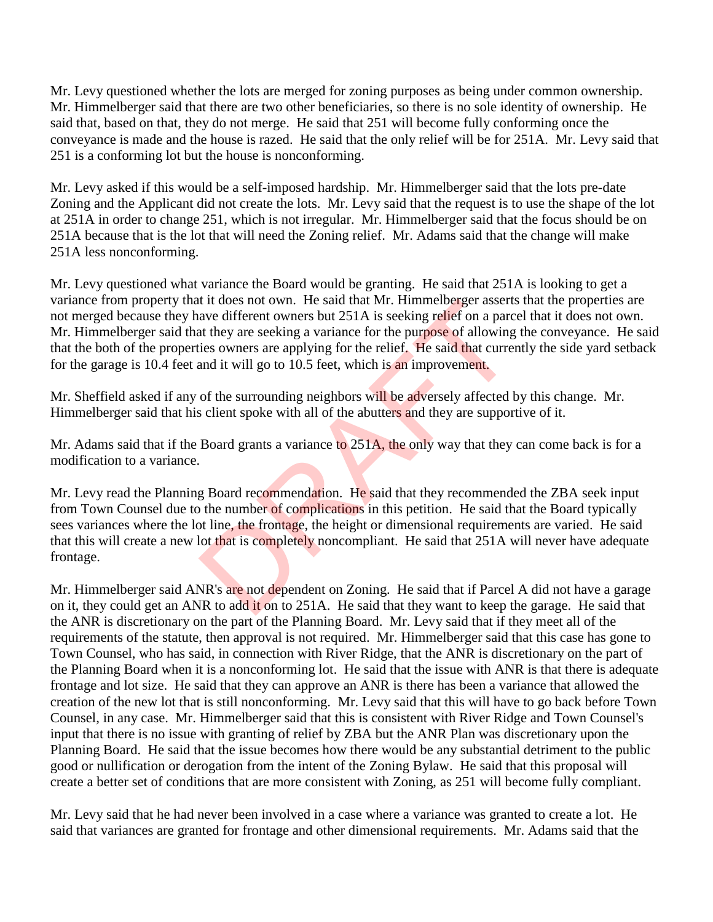Mr. Levy questioned whether the lots are merged for zoning purposes as being under common ownership. Mr. Himmelberger said that there are two other beneficiaries, so there is no sole identity of ownership. He said that, based on that, they do not merge. He said that 251 will become fully conforming once the conveyance is made and the house is razed. He said that the only relief will be for 251A. Mr. Levy said that 251 is a conforming lot but the house is nonconforming.

Mr. Levy asked if this would be a self-imposed hardship. Mr. Himmelberger said that the lots pre-date Zoning and the Applicant did not create the lots. Mr. Levy said that the request is to use the shape of the lot at 251A in order to change 251, which is not irregular. Mr. Himmelberger said that the focus should be on 251A because that is the lot that will need the Zoning relief. Mr. Adams said that the change will make 251A less nonconforming.

Mr. Levy questioned what variance the Board would be granting. He said that 251A is looking to get a variance from property that it does not own. He said that Mr. Himmelberger asserts that the properties are not merged because they have different owners but 251A is seeking relief on a parcel that it does not own. Mr. Himmelberger said that they are seeking a variance for the purpose of allowing the conveyance. He said that the both of the properties owners are applying for the relief. He said that currently the side yard setback for the garage is 10.4 feet and it will go to 10.5 feet, which is an improvement.

Mr. Sheffield asked if any of the surrounding neighbors will be adversely affected by this change. Mr. Himmelberger said that his client spoke with all of the abutters and they are supportive of it.

Mr. Adams said that if the Board grants a variance to 251A, the only way that they can come back is for a modification to a variance.

Mr. Levy read the Planning Board recommendation. He said that they recommended the ZBA seek input from Town Counsel due to the number of complications in this petition. He said that the Board typically sees variances where the lot line, the frontage, the height or dimensional requirements are varied. He said that this will create a new lot that is completely noncompliant. He said that 251A will never have adequate frontage.

Mr. Himmelberger said ANR's are not dependent on Zoning. He said that if Parcel A did not have a garage on it, they could get an ANR to add it on to 251A. He said that they want to keep the garage. He said that the ANR is discretionary on the part of the Planning Board. Mr. Levy said that if they meet all of the requirements of the statute, then approval is not required. Mr. Himmelberger said that this case has gone to Town Counsel, who has said, in connection with River Ridge, that the ANR is discretionary on the part of the Planning Board when it is a nonconforming lot. He said that the issue with ANR is that there is adequate frontage and lot size. He said that they can approve an ANR is there has been a variance that allowed the creation of the new lot that is still nonconforming. Mr. Levy said that this will have to go back before Town Counsel, in any case. Mr. Himmelberger said that this is consistent with River Ridge and Town Counsel's input that there is no issue with granting of relief by ZBA but the ANR Plan was discretionary upon the Planning Board. He said that the issue becomes how there would be any substantial detriment to the public good or nullification or derogation from the intent of the Zoning Bylaw. He said that this proposal will create a better set of conditions that are more consistent with Zoning, as 251 will become fully compliant.

Mr. Levy said that he had never been involved in a case where a variance was granted to create a lot. He said that variances are granted for frontage and other dimensional requirements. Mr. Adams said that the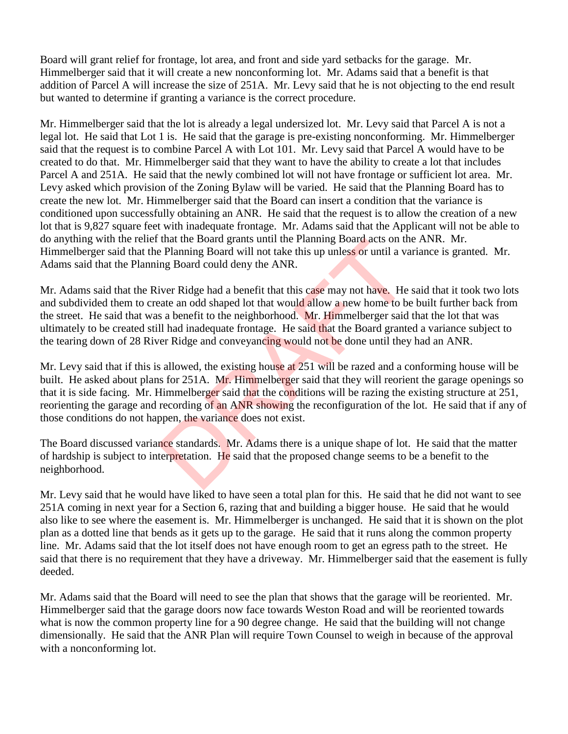Board will grant relief for frontage, lot area, and front and side yard setbacks for the garage. Mr. Himmelberger said that it will create a new nonconforming lot. Mr. Adams said that a benefit is that addition of Parcel A will increase the size of 251A. Mr. Levy said that he is not objecting to the end result but wanted to determine if granting a variance is the correct procedure.

Mr. Himmelberger said that the lot is already a legal undersized lot. Mr. Levy said that Parcel A is not a legal lot. He said that Lot 1 is. He said that the garage is pre-existing nonconforming. Mr. Himmelberger said that the request is to combine Parcel A with Lot 101. Mr. Levy said that Parcel A would have to be created to do that. Mr. Himmelberger said that they want to have the ability to create a lot that includes Parcel A and 251A. He said that the newly combined lot will not have frontage or sufficient lot area. Mr. Levy asked which provision of the Zoning Bylaw will be varied. He said that the Planning Board has to create the new lot. Mr. Himmelberger said that the Board can insert a condition that the variance is conditioned upon successfully obtaining an ANR. He said that the request is to allow the creation of a new lot that is 9,827 square feet with inadequate frontage. Mr. Adams said that the Applicant will not be able to do anything with the relief that the Board grants until the Planning Board acts on the ANR. Mr. Himmelberger said that the Planning Board will not take this up unless or until a variance is granted. Mr. Adams said that the Planning Board could deny the ANR.

Mr. Adams said that the River Ridge had a benefit that this case may not have. He said that it took two lots and subdivided them to create an odd shaped lot that would allow a new home to be built further back from the street. He said that was a benefit to the neighborhood. Mr. Himmelberger said that the lot that was ultimately to be created still had inadequate frontage. He said that the Board granted a variance subject to the tearing down of 28 River Ridge and conveyancing would not be done until they had an ANR.

Mr. Levy said that if this is allowed, the existing house at 251 will be razed and a conforming house will be built. He asked about plans for 251A. Mr. Himmelberger said that they will reorient the garage openings so that it is side facing. Mr. Himmelberger said that the conditions will be razing the existing structure at 251, reorienting the garage and recording of an ANR showing the reconfiguration of the lot. He said that if any of those conditions do not happen, the variance does not exist.

The Board discussed variance standards. Mr. Adams there is a unique shape of lot. He said that the matter of hardship is subject to interpretation. He said that the proposed change seems to be a benefit to the neighborhood.

Mr. Levy said that he would have liked to have seen a total plan for this. He said that he did not want to see 251A coming in next year for a Section 6, razing that and building a bigger house. He said that he would also like to see where the easement is. Mr. Himmelberger is unchanged. He said that it is shown on the plot plan as a dotted line that bends as it gets up to the garage. He said that it runs along the common property line. Mr. Adams said that the lot itself does not have enough room to get an egress path to the street. He said that there is no requirement that they have a driveway. Mr. Himmelberger said that the easement is fully deeded.

Mr. Adams said that the Board will need to see the plan that shows that the garage will be reoriented. Mr. Himmelberger said that the garage doors now face towards Weston Road and will be reoriented towards what is now the common property line for a 90 degree change. He said that the building will not change dimensionally. He said that the ANR Plan will require Town Counsel to weigh in because of the approval with a nonconforming lot.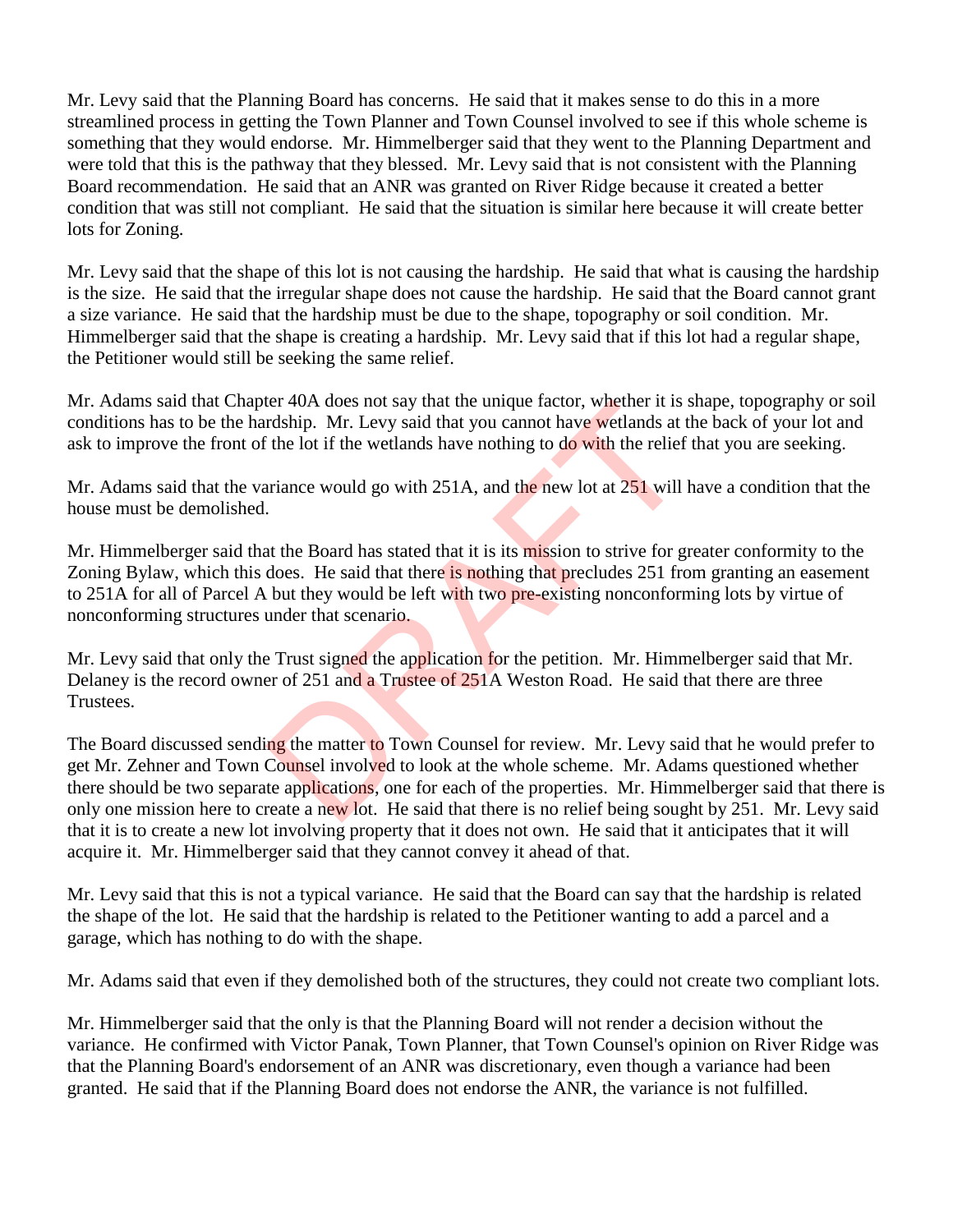Mr. Levy said that the Planning Board has concerns. He said that it makes sense to do this in a more streamlined process in getting the Town Planner and Town Counsel involved to see if this whole scheme is something that they would endorse. Mr. Himmelberger said that they went to the Planning Department and were told that this is the pathway that they blessed. Mr. Levy said that is not consistent with the Planning Board recommendation. He said that an ANR was granted on River Ridge because it created a better condition that was still not compliant. He said that the situation is similar here because it will create better lots for Zoning.

Mr. Levy said that the shape of this lot is not causing the hardship. He said that what is causing the hardship is the size. He said that the irregular shape does not cause the hardship. He said that the Board cannot grant a size variance. He said that the hardship must be due to the shape, topography or soil condition. Mr. Himmelberger said that the shape is creating a hardship. Mr. Levy said that if this lot had a regular shape, the Petitioner would still be seeking the same relief.

Mr. Adams said that Chapter 40A does not say that the unique factor, whether it is shape, topography or soil conditions has to be the hardship. Mr. Levy said that you cannot have wetlands at the back of your lot and ask to improve the front of the lot if the wetlands have nothing to do with the relief that you are seeking.

Mr. Adams said that the variance would go with 251A, and the new lot at 251 will have a condition that the house must be demolished.

Mr. Himmelberger said that the Board has stated that it is its mission to strive for greater conformity to the Zoning Bylaw, which this does. He said that there is nothing that precludes 251 from granting an easement to 251A for all of Parcel A but they would be left with two pre-existing nonconforming lots by virtue of nonconforming structures under that scenario.

Mr. Levy said that only the Trust signed the application for the petition. Mr. Himmelberger said that Mr. Delaney is the record owner of 251 and a Trustee of 251A Weston Road. He said that there are three Trustees.

The Board discussed sending the matter to Town Counsel for review. Mr. Levy said that he would prefer to get Mr. Zehner and Town Counsel involved to look at the whole scheme. Mr. Adams questioned whether there should be two separate applications, one for each of the properties. Mr. Himmelberger said that there is only one mission here to create a new lot. He said that there is no relief being sought by 251. Mr. Levy said that it is to create a new lot involving property that it does not own. He said that it anticipates that it will acquire it. Mr. Himmelberger said that they cannot convey it ahead of that.

Mr. Levy said that this is not a typical variance. He said that the Board can say that the hardship is related the shape of the lot. He said that the hardship is related to the Petitioner wanting to add a parcel and a garage, which has nothing to do with the shape.

Mr. Adams said that even if they demolished both of the structures, they could not create two compliant lots.

Mr. Himmelberger said that the only is that the Planning Board will not render a decision without the variance. He confirmed with Victor Panak, Town Planner, that Town Counsel's opinion on River Ridge was that the Planning Board's endorsement of an ANR was discretionary, even though a variance had been granted. He said that if the Planning Board does not endorse the ANR, the variance is not fulfilled.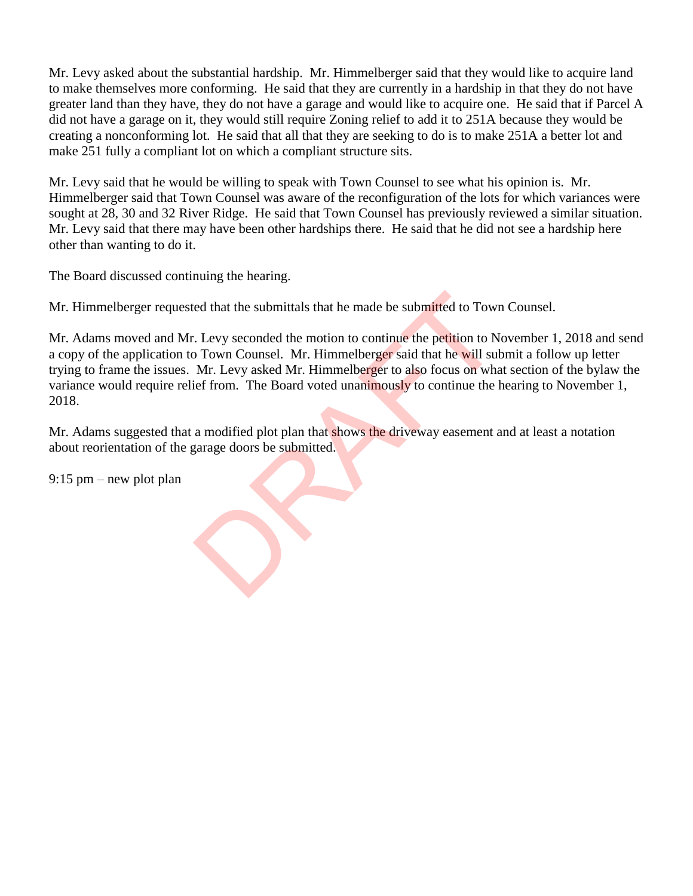Mr. Levy asked about the substantial hardship. Mr. Himmelberger said that they would like to acquire land to make themselves more conforming. He said that they are currently in a hardship in that they do not have greater land than they have, they do not have a garage and would like to acquire one. He said that if Parcel A did not have a garage on it, they would still require Zoning relief to add it to 251A because they would be creating a nonconforming lot. He said that all that they are seeking to do is to make 251A a better lot and make 251 fully a compliant lot on which a compliant structure sits.

Mr. Levy said that he would be willing to speak with Town Counsel to see what his opinion is. Mr. Himmelberger said that Town Counsel was aware of the reconfiguration of the lots for which variances were sought at 28, 30 and 32 River Ridge. He said that Town Counsel has previously reviewed a similar situation. Mr. Levy said that there may have been other hardships there. He said that he did not see a hardship here other than wanting to do it.

The Board discussed continuing the hearing.

Mr. Himmelberger requested that the submittals that he made be submitted to Town Counsel.

Mr. Adams moved and Mr. Levy seconded the motion to continue the petition to November 1, 2018 and send a copy of the application to Town Counsel. Mr. Himmelberger said that he will submit a follow up letter trying to frame the issues. Mr. Levy asked Mr. Himmelberger to also focus on what section of the bylaw the variance would require relief from. The Board voted unanimously to continue the hearing to November 1, 2018.

Mr. Adams suggested that a modified plot plan that shows the driveway easement and at least a notation about reorientation of the garage doors be submitted.

9:15 pm – new plot plan